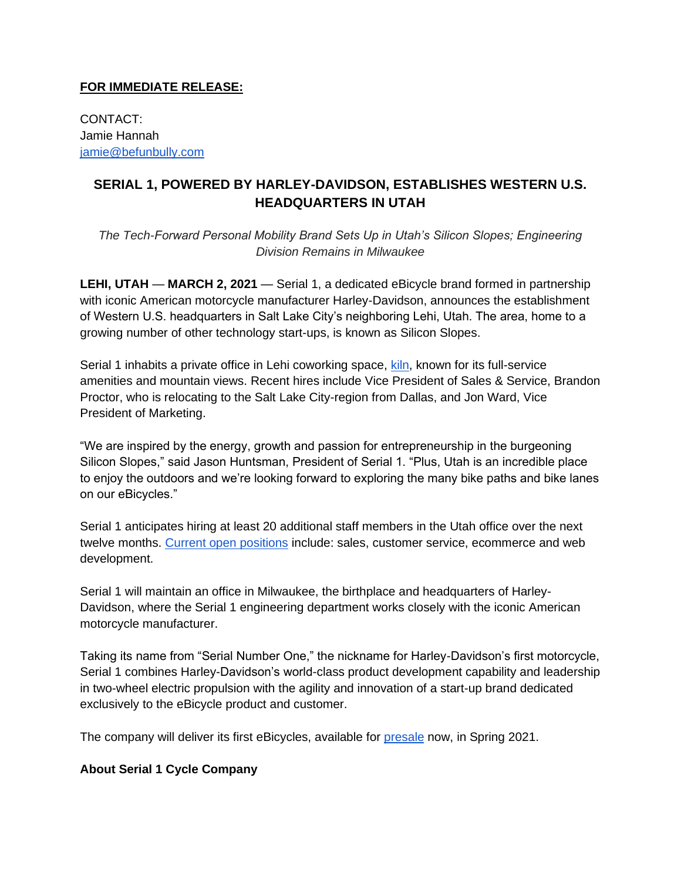**FOR IMMEDIATE RELEASE:**

CONTACT:
Jamie Hannah
jamie@befunbully.com

## SERIAL 1, POWERED BY HARLEY-DAVIDSON, ESTABLISHES WESTERN U.S. HEADQUARTERS IN UTAH

*The Tech-Forward Personal Mobility Brand Sets Up in Utah's Silicon Slopes; Engineering Division Remains in Milwaukee*

**LEHI, UTAH** — **MARCH 2, 2021** — Serial 1, a dedicated eBicycle brand formed in partnership with iconic American motorcycle manufacturer Harley-Davidson, announces the establishment of Western U.S. headquarters in Salt Lake City's neighboring Lehi, Utah. The area, home to a growing number of other technology start-ups, is known as Silicon Slopes.

Serial 1 inhabits a private office in Lehi coworking space, kiln, known for its full-service amenities and mountain views. Recent hires include Vice President of Sales & Service, Brandon Proctor, who is relocating to the Salt Lake City-region from Dallas, and Jon Ward, Vice President of Marketing.

"We are inspired by the energy, growth and passion for entrepreneurship in the burgeoning Silicon Slopes," said Jason Huntsman, President of Serial 1. "Plus, Utah is an incredible place to enjoy the outdoors and we're looking forward to exploring the many bike paths and bike lanes on our eBicycles."

Serial 1 anticipates hiring at least 20 additional staff members in the Utah office over the next twelve months. Current open positions include: sales, customer service, ecommerce and web development.

Serial 1 will maintain an office in Milwaukee, the birthplace and headquarters of Harley-Davidson, where the Serial 1 engineering department works closely with the iconic American motorcycle manufacturer.

Taking its name from "Serial Number One," the nickname for Harley-Davidson's first motorcycle, Serial 1 combines Harley-Davidson's world-class product development capability and leadership in two-wheel electric propulsion with the agility and innovation of a start-up brand dedicated exclusively to the eBicycle product and customer.

The company will deliver its first eBicycles, available for presale now, in Spring 2021.

**About Serial 1 Cycle Company**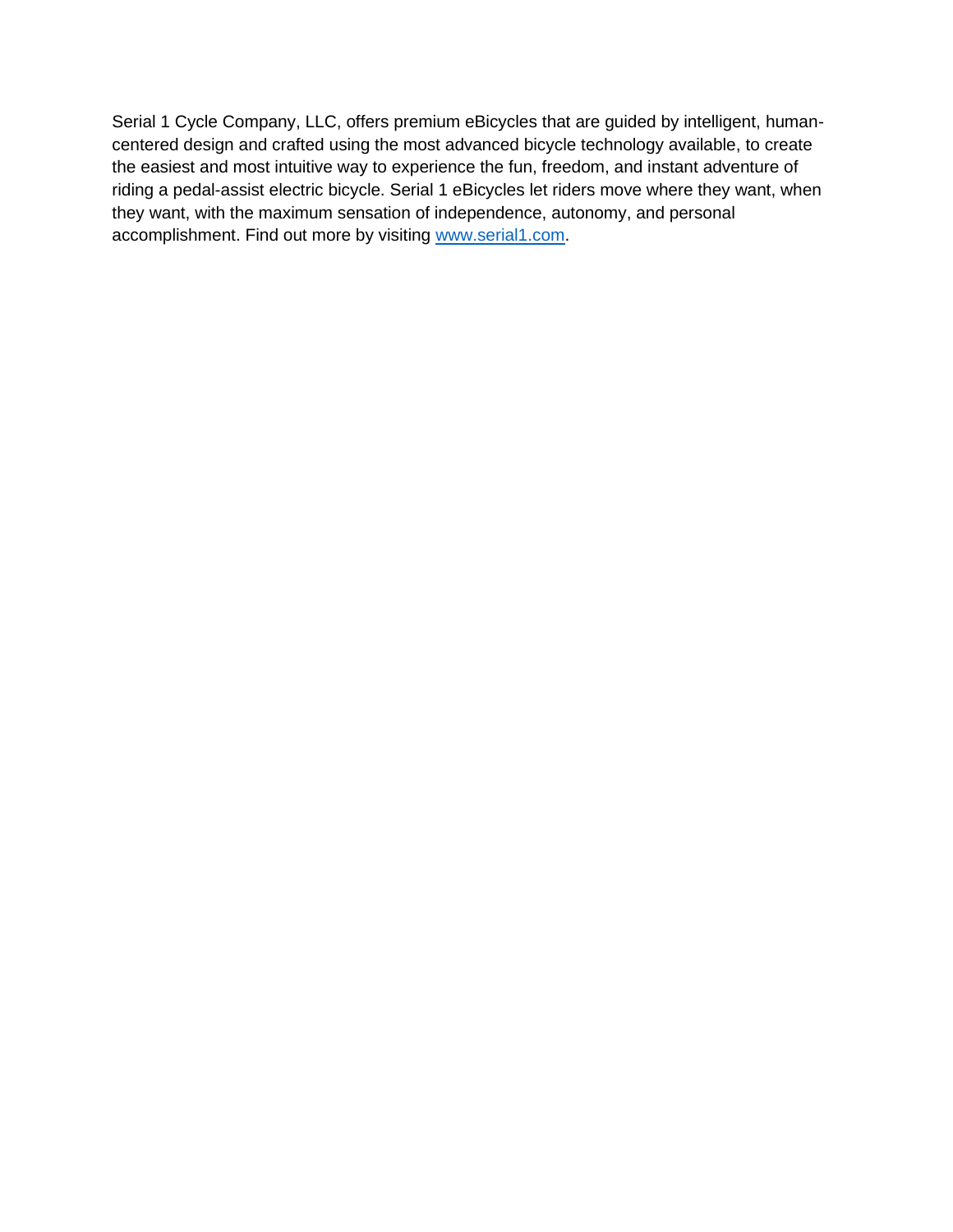Serial 1 Cycle Company, LLC, offers premium eBicycles that are guided by intelligent, human-centered design and crafted using the most advanced bicycle technology available, to create the easiest and most intuitive way to experience the fun, freedom, and instant adventure of riding a pedal-assist electric bicycle. Serial 1 eBicycles let riders move where they want, when they want, with the maximum sensation of independence, autonomy, and personal accomplishment. Find out more by visiting [www.serial1.com](http://www.serial1.com).